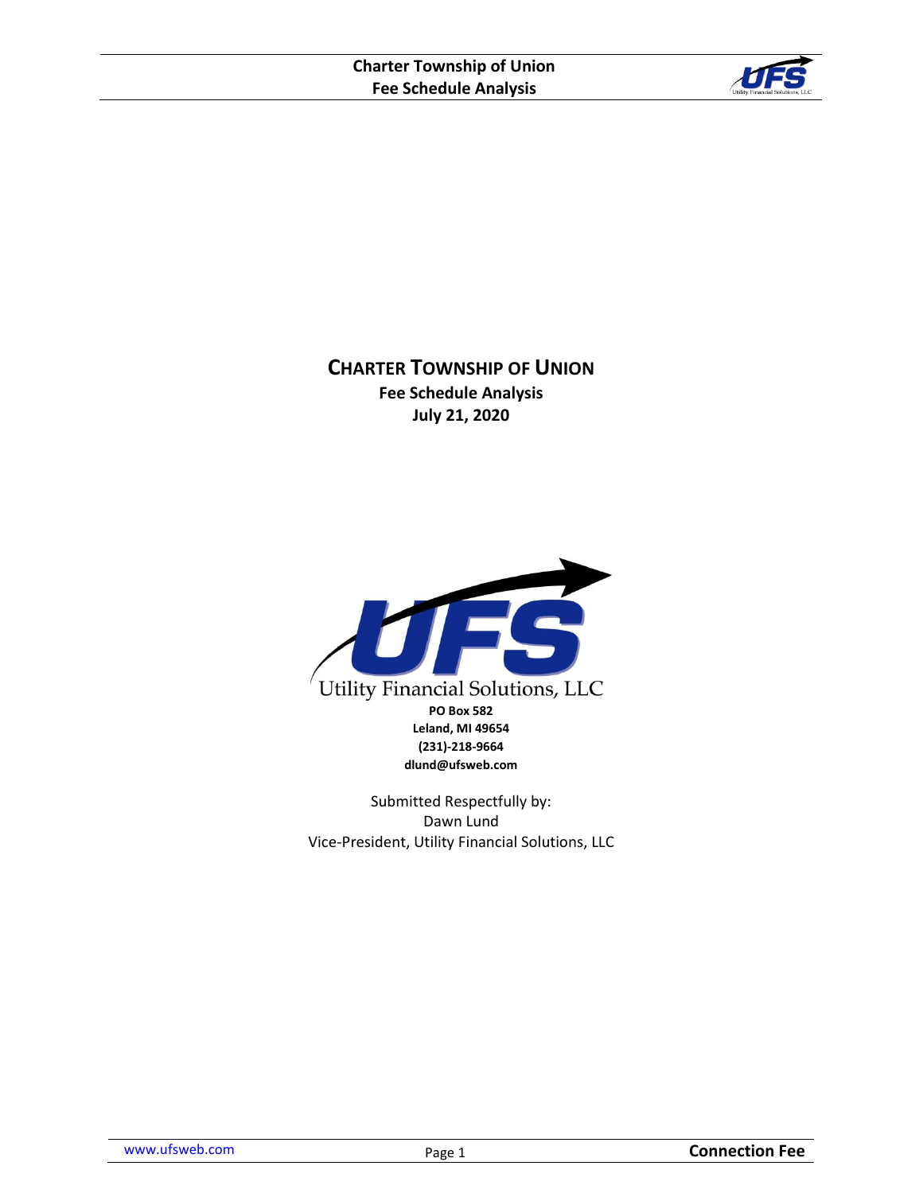# CHARTER TOWNSHIP OF UNION

**Fee Schedule Analysis**

**July 21, 2020**

Utility Financial Solutions, LLC

**PO Box 582**
**Leland, MI 49654**
**(231)-218-9664**
**dlund@ufsweb.com**

Submitted Respectfully by:
Dawn Lund
Vice-President, Utility Financial Solutions, LLC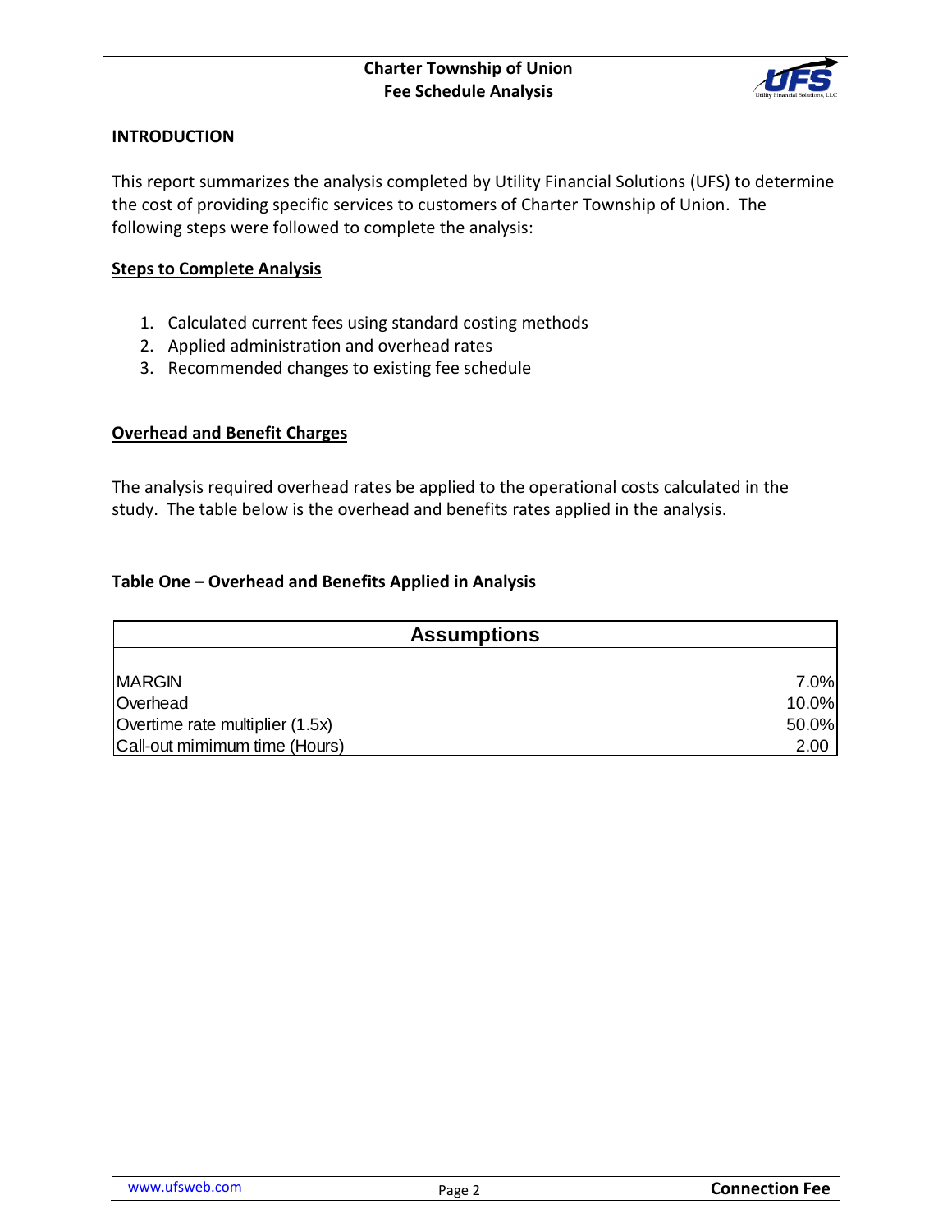## INTRODUCTION

This report summarizes the analysis completed by Utility Financial Solutions (UFS) to determine the cost of providing specific services to customers of Charter Township of Union. The following steps were followed to complete the analysis:

### Steps to Complete Analysis

1. Calculated current fees using standard costing methods
2. Applied administration and overhead rates
3. Recommended changes to existing fee schedule

### Overhead and Benefit Charges

The analysis required overhead rates be applied to the operational costs calculated in the study. The table below is the overhead and benefits rates applied in the analysis.

**Table One – Overhead and Benefits Applied in Analysis**

| Assumptions | |
|---|---|
| MARGIN | 7.0% |
| Overhead | 10.0% |
| Overtime rate multiplier (1.5x) | 50.0% |
| Call-out mimimum time (Hours) | 2.00 |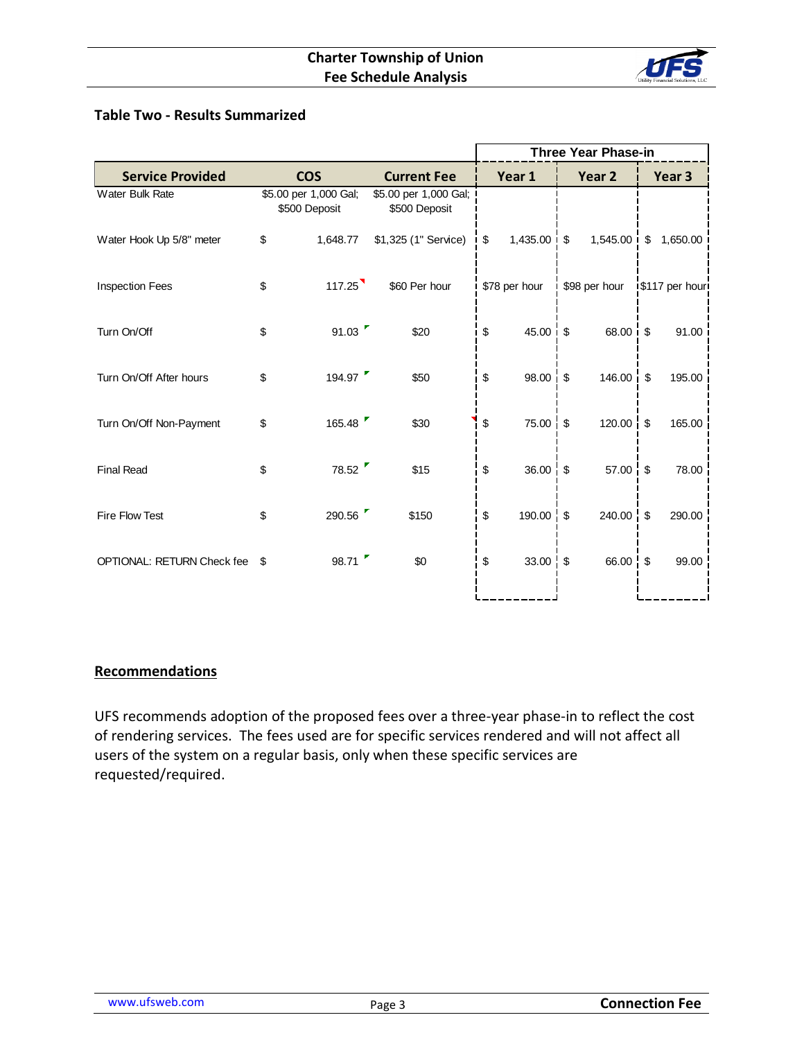### Table Two - Results Summarized

| Service Provided | COS | Current Fee | Three Year Phase-in | | |
|---|---|---|---|---|---|
| | | | Year 1 | Year 2 | Year 3 |
| Water Bulk Rate | $5.00 per 1,000 Gal; $500 Deposit | $5.00 per 1,000 Gal; $500 Deposit | | | |
| Water Hook Up 5/8" meter | $ 1,648.77 | $1,325 (1" Service) | $ 1,435.00 | $ 1,545.00 | $ 1,650.00 |
| Inspection Fees | $ 117.25 | $60 Per hour | $78 per hour | $98 per hour | $117 per hour |
| Turn On/Off | $ 91.03 | $20 | $ 45.00 | $ 68.00 | $ 91.00 |
| Turn On/Off After hours | $ 194.97 | $50 | $ 98.00 | $ 146.00 | $ 195.00 |
| Turn On/Off Non-Payment | $ 165.48 | $30 | $ 75.00 | $ 120.00 | $ 165.00 |
| Final Read | $ 78.52 | $15 | $ 36.00 | $ 57.00 | $ 78.00 |
| Fire Flow Test | $ 290.56 | $150 | $ 190.00 | $ 240.00 | $ 290.00 |
| OPTIONAL: RETURN Check fee | $ 98.71 | $0 | $ 33.00 | $ 66.00 | $ 99.00 |

## Recommendations

UFS recommends adoption of the proposed fees over a three-year phase-in to reflect the cost of rendering services. The fees used are for specific services rendered and will not affect all users of the system on a regular basis, only when these specific services are requested/required.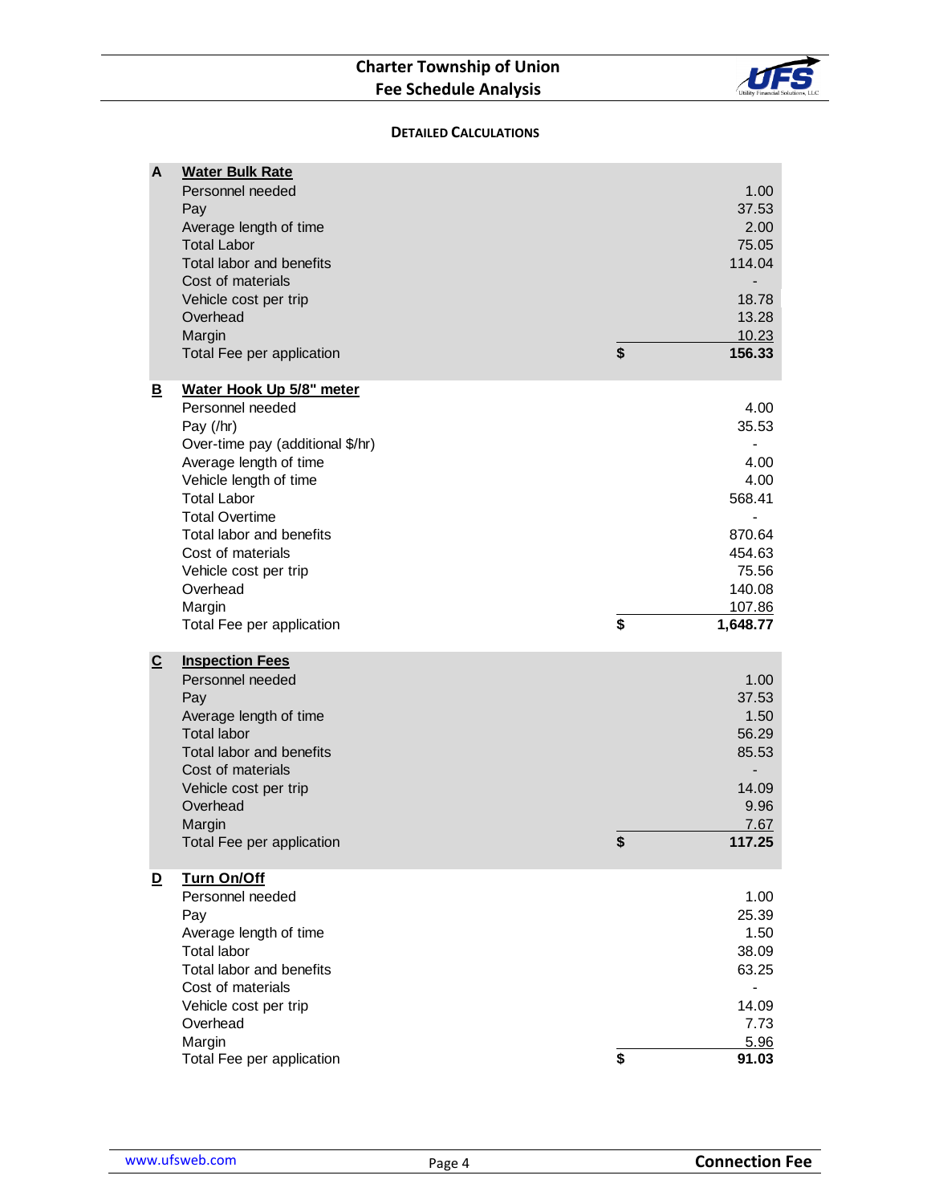## DETAILED CALCULATIONS

**A** **Water Bulk Rate**

| Item | | Value |
|---|---|---|
| Personnel needed | | 1.00 |
| Pay | | 37.53 |
| Average length of time | | 2.00 |
| Total Labor | | 75.05 |
| Total labor and benefits | | 114.04 |
| Cost of materials | | - |
| Vehicle cost per trip | | 18.78 |
| Overhead | | 13.28 |
| Margin | | 10.23 |
| Total Fee per application | $ | **156.33** |

**B** **Water Hook Up 5/8" meter**

| Item | | Value |
|---|---|---|
| Personnel needed | | 4.00 |
| Pay (/hr) | | 35.53 |
| Over-time pay (additional $/hr) | | - |
| Average length of time | | 4.00 |
| Vehicle length of time | | 4.00 |
| Total Labor | | 568.41 |
| Total Overtime | | - |
| Total labor and benefits | | 870.64 |
| Cost of materials | | 454.63 |
| Vehicle cost per trip | | 75.56 |
| Overhead | | 140.08 |
| Margin | | 107.86 |
| Total Fee per application | $ | **1,648.77** |

**C** **Inspection Fees**

| Item | | Value |
|---|---|---|
| Personnel needed | | 1.00 |
| Pay | | 37.53 |
| Average length of time | | 1.50 |
| Total labor | | 56.29 |
| Total labor and benefits | | 85.53 |
| Cost of materials | | - |
| Vehicle cost per trip | | 14.09 |
| Overhead | | 9.96 |
| Margin | | 7.67 |
| Total Fee per application | $ | **117.25** |

**D** **Turn On/Off**

| Item | | Value |
|---|---|---|
| Personnel needed | | 1.00 |
| Pay | | 25.39 |
| Average length of time | | 1.50 |
| Total labor | | 38.09 |
| Total labor and benefits | | 63.25 |
| Cost of materials | | - |
| Vehicle cost per trip | | 14.09 |
| Overhead | | 7.73 |
| Margin | | 5.96 |
| Total Fee per application | $ | **91.03** |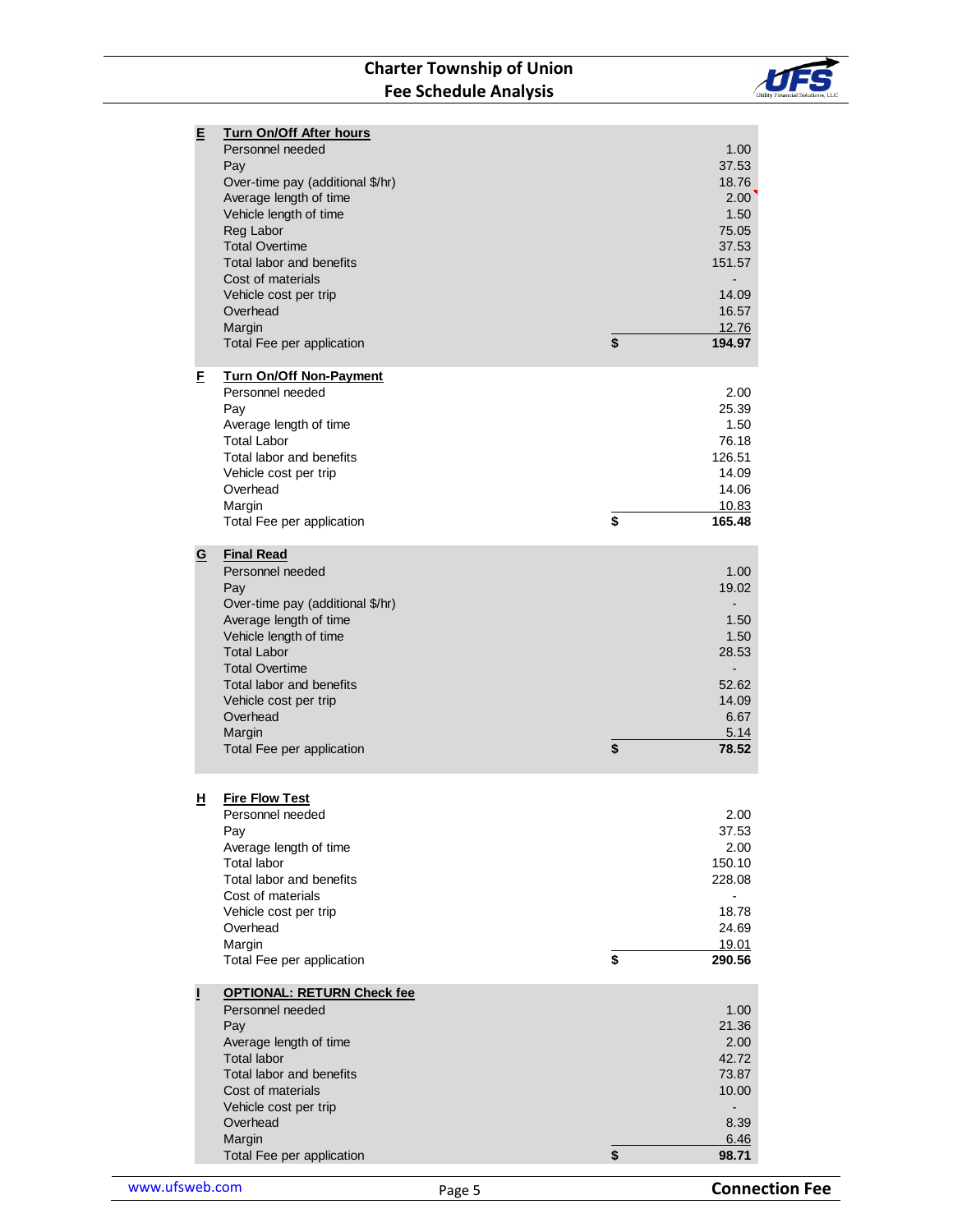## E Turn On/Off After hours

| | | |
|---|---|---|
| Personnel needed | | 1.00 |
| Pay | | 37.53 |
| Over-time pay (additional $/hr) | | 18.76 |
| Average length of time | | 2.00 |
| Vehicle length of time | | 1.50 |
| Reg Labor | | 75.05 |
| Total Overtime | | 37.53 |
| Total labor and benefits | | 151.57 |
| Cost of materials | | - |
| Vehicle cost per trip | | 14.09 |
| Overhead | | 16.57 |
| Margin | | 12.76 |
| Total Fee per application | $ | **194.97** |

## F Turn On/Off Non-Payment

| | | |
|---|---|---|
| Personnel needed | | 2.00 |
| Pay | | 25.39 |
| Average length of time | | 1.50 |
| Total Labor | | 76.18 |
| Total labor and benefits | | 126.51 |
| Vehicle cost per trip | | 14.09 |
| Overhead | | 14.06 |
| Margin | | 10.83 |
| Total Fee per application | $ | **165.48** |

## G Final Read

| | | |
|---|---|---|
| Personnel needed | | 1.00 |
| Pay | | 19.02 |
| Over-time pay (additional $/hr) | | - |
| Average length of time | | 1.50 |
| Vehicle length of time | | 1.50 |
| Total Labor | | 28.53 |
| Total Overtime | | - |
| Total labor and benefits | | 52.62 |
| Vehicle cost per trip | | 14.09 |
| Overhead | | 6.67 |
| Margin | | 5.14 |
| Total Fee per application | $ | **78.52** |

## H Fire Flow Test

| | | |
|---|---|---|
| Personnel needed | | 2.00 |
| Pay | | 37.53 |
| Average length of time | | 2.00 |
| Total labor | | 150.10 |
| Total labor and benefits | | 228.08 |
| Cost of materials | | - |
| Vehicle cost per trip | | 18.78 |
| Overhead | | 24.69 |
| Margin | | 19.01 |
| Total Fee per application | $ | **290.56** |

## I OPTIONAL: RETURN Check fee

| | | |
|---|---|---|
| Personnel needed | | 1.00 |
| Pay | | 21.36 |
| Average length of time | | 2.00 |
| Total labor | | 42.72 |
| Total labor and benefits | | 73.87 |
| Cost of materials | | 10.00 |
| Vehicle cost per trip | | - |
| Overhead | | 8.39 |
| Margin | | 6.46 |
| Total Fee per application | $ | **98.71** |